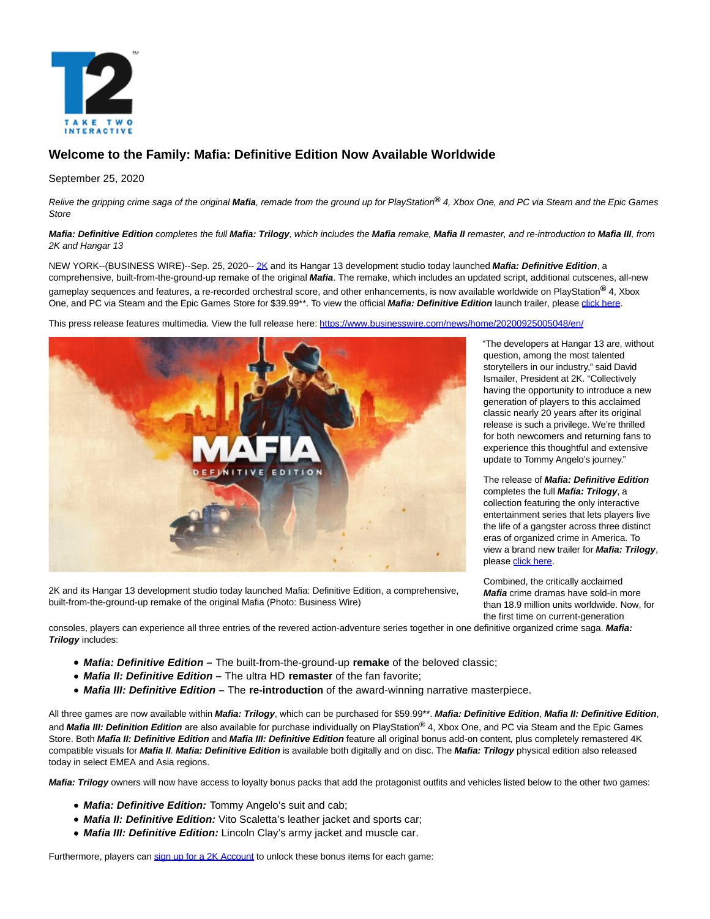# Welcome to the Family: Mafia: Definitive Edition Now Available Worldwide

September 25, 2020

*Relive the gripping crime saga of the original **Mafia**, remade from the ground up for PlayStation® 4, Xbox One, and PC via Steam and the Epic Games Store*

***Mafia: Definitive Edition** completes the full **Mafia: Trilogy**, which includes the **Mafia** remake, **Mafia II** remaster, and re-introduction to **Mafia III**, from 2K and Hangar 13*

NEW YORK--(BUSINESS WIRE)--Sep. 25, 2020-- 2K and its Hangar 13 development studio today launched ***Mafia: Definitive Edition***, a comprehensive, built-from-the-ground-up remake of the original ***Mafia***. The remake, which includes an updated script, additional cutscenes, all-new gameplay sequences and features, a re-recorded orchestral score, and other enhancements, is now available worldwide on PlayStation® 4, Xbox One, and PC via Steam and the Epic Games Store for $39.99**. To view the official ***Mafia: Definitive Edition*** launch trailer, please click here.

This press release features multimedia. View the full release here: https://www.businesswire.com/news/home/20200925005048/en/

2K and its Hangar 13 development studio today launched Mafia: Definitive Edition, a comprehensive, built-from-the-ground-up remake of the original Mafia (Photo: Business Wire)

"The developers at Hangar 13 are, without question, among the most talented storytellers in our industry," said David Ismailer, President at 2K. "Collectively having the opportunity to introduce a new generation of players to this acclaimed classic nearly 20 years after its original release is such a privilege. We're thrilled for both newcomers and returning fans to experience this thoughtful and extensive update to Tommy Angelo's journey."

The release of ***Mafia: Definitive Edition*** completes the full ***Mafia: Trilogy***, a collection featuring the only interactive entertainment series that lets players live the life of a gangster across three distinct eras of organized crime in America. To view a brand new trailer for ***Mafia: Trilogy***, please click here.

Combined, the critically acclaimed ***Mafia*** crime dramas have sold-in more than 18.9 million units worldwide. Now, for the first time on current-generation consoles, players can experience all three entries of the revered action-adventure series together in one definitive organized crime saga. ***Mafia: Trilogy*** includes:

- ***Mafia: Definitive Edition* –** The built-from-the-ground-up **remake** of the beloved classic;
- ***Mafia II: Definitive Edition* –** The ultra HD **remaster** of the fan favorite;
- ***Mafia III: Definitive Edition* –** The **re-introduction** of the award-winning narrative masterpiece.

All three games are now available within ***Mafia: Trilogy***, which can be purchased for $59.99**. ***Mafia: Definitive Edition***, ***Mafia II: Definitive Edition***, and ***Mafia III: Definitive Edition*** are also available for purchase individually on PlayStation® 4, Xbox One, and PC via Steam and the Epic Games Store. Both ***Mafia II: Definitive Edition*** and ***Mafia III: Definitive Edition*** feature all original bonus add-on content, plus completely remastered 4K compatible visuals for ***Mafia II***. ***Mafia: Definitive Edition*** is available both digitally and on disc. The ***Mafia: Trilogy*** physical edition also released today in select EMEA and Asia regions.

***Mafia: Trilogy*** owners will now have access to loyalty bonus packs that add the protagonist outfits and vehicles listed below to the other two games:

- ***Mafia: Definitive Edition:*** Tommy Angelo's suit and cab;
- ***Mafia II: Definitive Edition:*** Vito Scaletta's leather jacket and sports car;
- ***Mafia III: Definitive Edition:*** Lincoln Clay's army jacket and muscle car.

Furthermore, players can sign up for a 2K Account to unlock these bonus items for each game: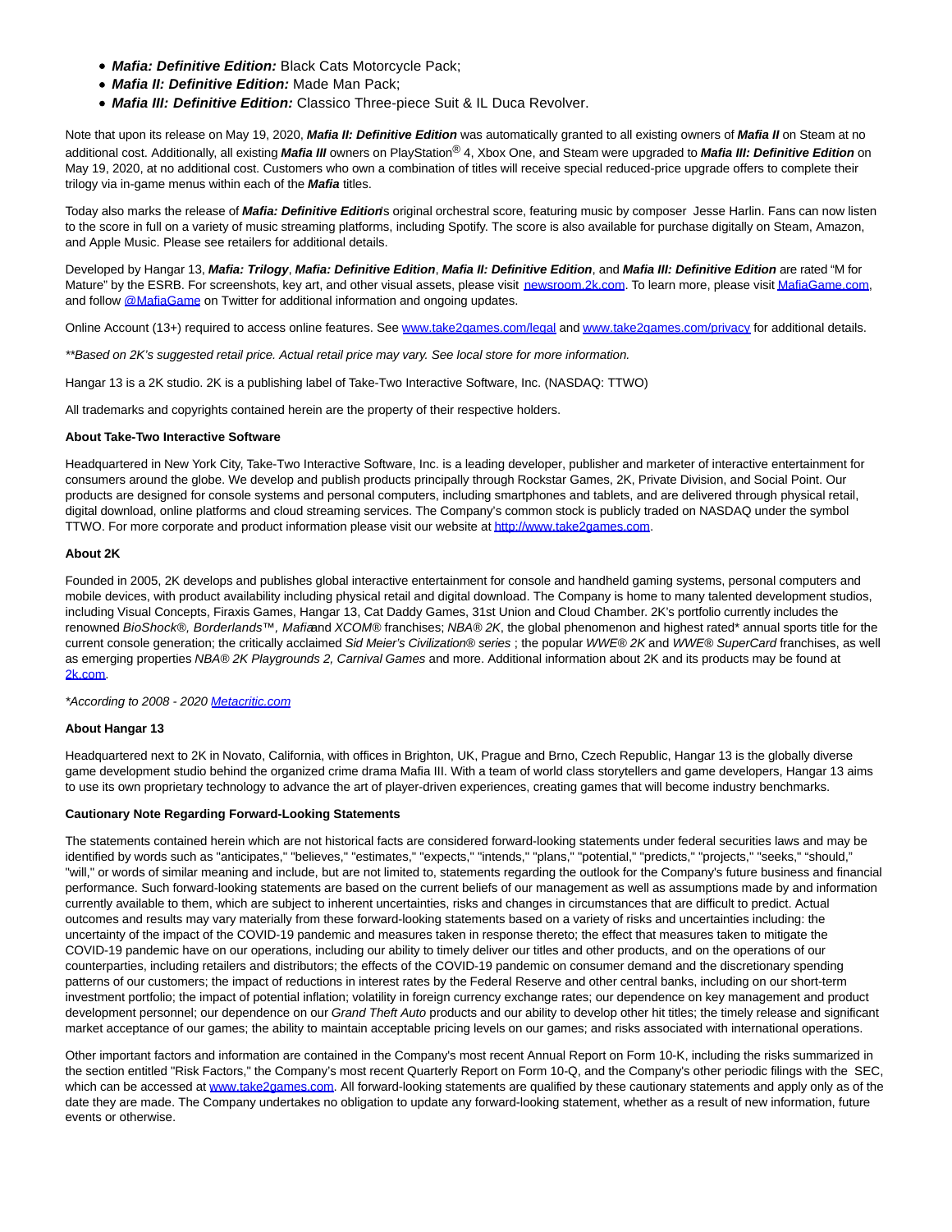- ***Mafia: Definitive Edition:*** Black Cats Motorcycle Pack;
- ***Mafia II: Definitive Edition:*** Made Man Pack;
- ***Mafia III: Definitive Edition:*** Classico Three-piece Suit & IL Duca Revolver.

Note that upon its release on May 19, 2020, ***Mafia II: Definitive Edition*** was automatically granted to all existing owners of ***Mafia II*** on Steam at no additional cost. Additionally, all existing ***Mafia III*** owners on PlayStation® 4, Xbox One, and Steam were upgraded to ***Mafia III: Definitive Edition*** on May 19, 2020, at no additional cost. Customers who own a combination of titles will receive special reduced-price upgrade offers to complete their trilogy via in-game menus within each of the ***Mafia*** titles.

Today also marks the release of ***Mafia: Definitive Edition***'s original orchestral score, featuring music by composer Jesse Harlin. Fans can now listen to the score in full on a variety of music streaming platforms, including Spotify. The score is also available for purchase digitally on Steam, Amazon, and Apple Music. Please see retailers for additional details.

Developed by Hangar 13, ***Mafia: Trilogy***, ***Mafia: Definitive Edition***, ***Mafia II: Definitive Edition***, and ***Mafia III: Definitive Edition*** are rated "M for Mature" by the ESRB. For screenshots, key art, and other visual assets, please visit newsroom.2k.com. To learn more, please visit MafiaGame.com, and follow @MafiaGame on Twitter for additional information and ongoing updates.

Online Account (13+) required to access online features. See www.take2games.com/legal and www.take2games.com/privacy for additional details.

*\*\*Based on 2K's suggested retail price. Actual retail price may vary. See local store for more information.*

Hangar 13 is a 2K studio. 2K is a publishing label of Take-Two Interactive Software, Inc. (NASDAQ: TTWO)

All trademarks and copyrights contained herein are the property of their respective holders.

**About Take-Two Interactive Software**

Headquartered in New York City, Take-Two Interactive Software, Inc. is a leading developer, publisher and marketer of interactive entertainment for consumers around the globe. We develop and publish products principally through Rockstar Games, 2K, Private Division, and Social Point. Our products are designed for console systems and personal computers, including smartphones and tablets, and are delivered through physical retail, digital download, online platforms and cloud streaming services. The Company's common stock is publicly traded on NASDAQ under the symbol TTWO. For more corporate and product information please visit our website at http://www.take2games.com.

**About 2K**

Founded in 2005, 2K develops and publishes global interactive entertainment for console and handheld gaming systems, personal computers and mobile devices, with product availability including physical retail and digital download. The Company is home to many talented development studios, including Visual Concepts, Firaxis Games, Hangar 13, Cat Daddy Games, 31st Union and Cloud Chamber. 2K's portfolio currently includes the renowned *BioShock®, Borderlands™, Mafia* and *XCOM®* franchises; *NBA® 2K*, the global phenomenon and highest rated\* annual sports title for the current console generation; the critically acclaimed *Sid Meier's Civilization® series* ; the popular *WWE® 2K* and *WWE® SuperCard* franchises, as well as emerging properties *NBA® 2K Playgrounds 2, Carnival Games* and more. Additional information about 2K and its products may be found at 2k.com.

*\*According to 2008 - 2020 Metacritic.com*

**About Hangar 13**

Headquartered next to 2K in Novato, California, with offices in Brighton, UK, Prague and Brno, Czech Republic, Hangar 13 is the globally diverse game development studio behind the organized crime drama Mafia III. With a team of world class storytellers and game developers, Hangar 13 aims to use its own proprietary technology to advance the art of player-driven experiences, creating games that will become industry benchmarks.

**Cautionary Note Regarding Forward-Looking Statements**

The statements contained herein which are not historical facts are considered forward-looking statements under federal securities laws and may be identified by words such as "anticipates," "believes," "estimates," "expects," "intends," "plans," "potential," "predicts," "projects," "seeks," "should," "will," or words of similar meaning and include, but are not limited to, statements regarding the outlook for the Company's future business and financial performance. Such forward-looking statements are based on the current beliefs of our management as well as assumptions made by and information currently available to them, which are subject to inherent uncertainties, risks and changes in circumstances that are difficult to predict. Actual outcomes and results may vary materially from these forward-looking statements based on a variety of risks and uncertainties including: the uncertainty of the impact of the COVID-19 pandemic and measures taken in response thereto; the effect that measures taken to mitigate the COVID-19 pandemic have on our operations, including our ability to timely deliver our titles and other products, and on the operations of our counterparties, including retailers and distributors; the effects of the COVID-19 pandemic on consumer demand and the discretionary spending patterns of our customers; the impact of reductions in interest rates by the Federal Reserve and other central banks, including on our short-term investment portfolio; the impact of potential inflation; volatility in foreign currency exchange rates; our dependence on key management and product development personnel; our dependence on our *Grand Theft Auto* products and our ability to develop other hit titles; the timely release and significant market acceptance of our games; the ability to maintain acceptable pricing levels on our games; and risks associated with international operations.

Other important factors and information are contained in the Company's most recent Annual Report on Form 10-K, including the risks summarized in the section entitled "Risk Factors," the Company's most recent Quarterly Report on Form 10-Q, and the Company's other periodic filings with the SEC, which can be accessed at www.take2games.com. All forward-looking statements are qualified by these cautionary statements and apply only as of the date they are made. The Company undertakes no obligation to update any forward-looking statement, whether as a result of new information, future events or otherwise.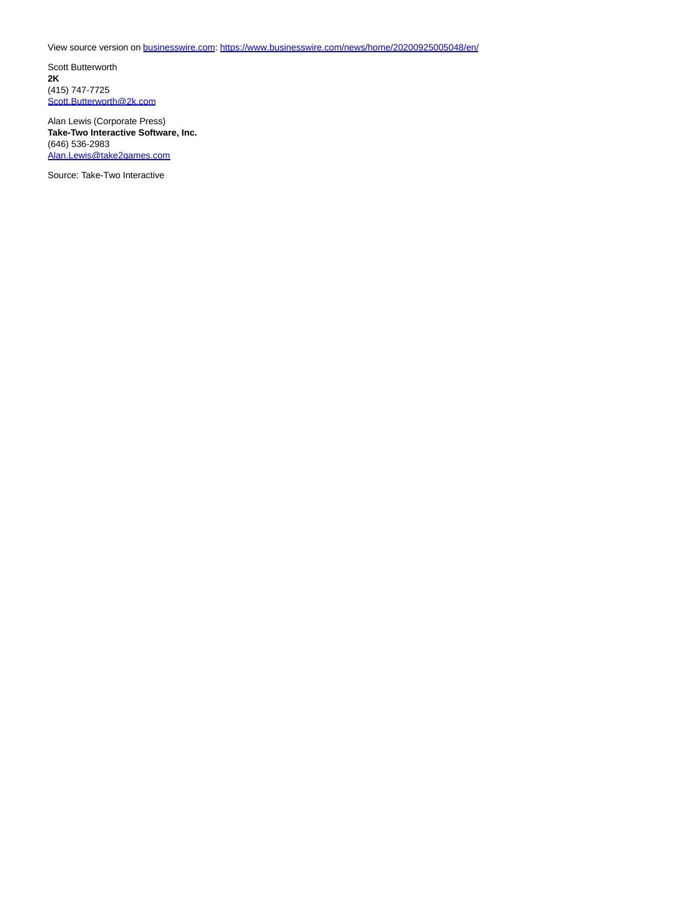View source version on businesswire.com: https://www.businesswire.com/news/home/20200925005048/en/

Scott Butterworth  
**2K**  
(415) 747-7725  
Scott.Butterworth@2k.com

Alan Lewis (Corporate Press)  
**Take-Two Interactive Software, Inc.**  
(646) 536-2983  
Alan.Lewis@take2games.com

Source: Take-Two Interactive